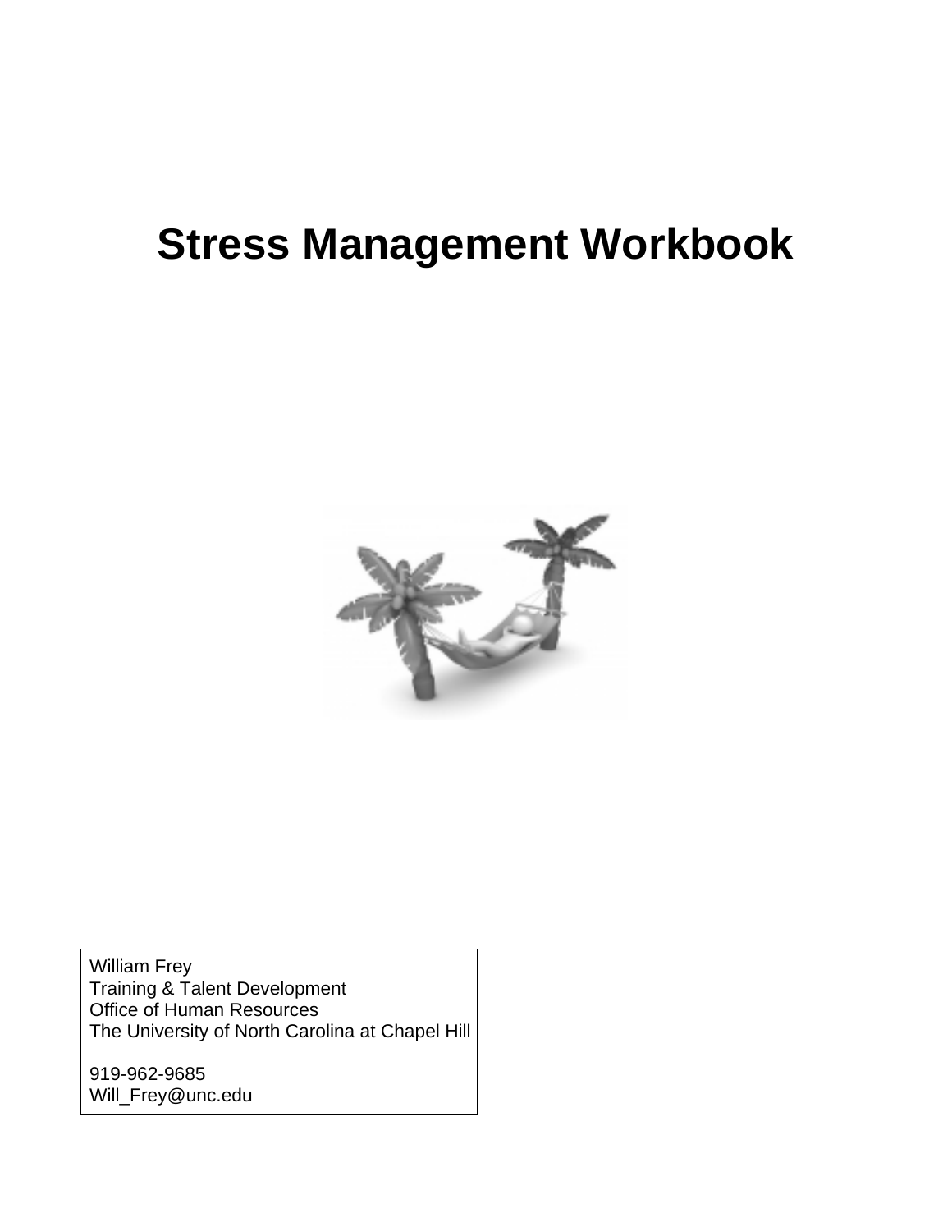# Stress Management Workbook

William Frey
Training & Talent Development
Office of Human Resources
The University of North Carolina at Chapel Hill

919-962-9685
Will_Frey@unc.edu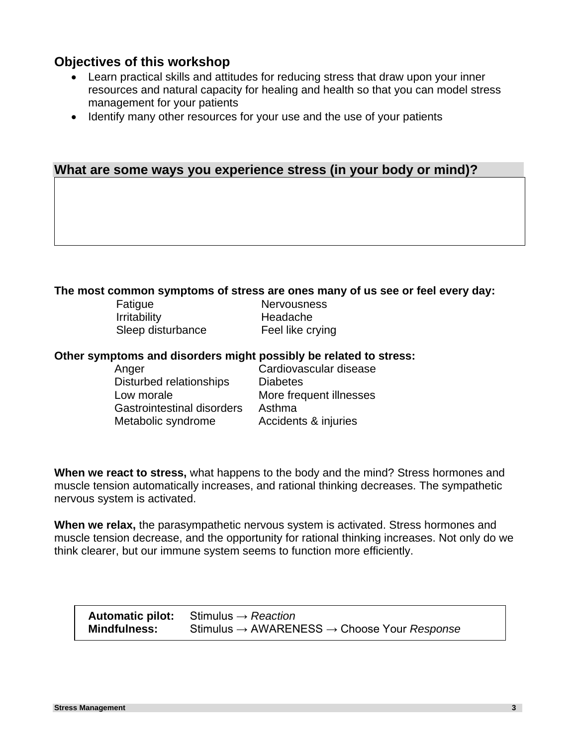## Objectives of this workshop

- Learn practical skills and attitudes for reducing stress that draw upon your inner resources and natural capacity for healing and health so that you can model stress management for your patients
- Identify many other resources for your use and the use of your patients

## What are some ways you experience stress (in your body or mind)?

**The most common symptoms of stress are ones many of us see or feel every day:**

| | |
|---|---|
| Fatigue | Nervousness |
| Irritability | Headache |
| Sleep disturbance | Feel like crying |

**Other symptoms and disorders might possibly be related to stress:**

| | |
|---|---|
| Anger | Cardiovascular disease |
| Disturbed relationships | Diabetes |
| Low morale | More frequent illnesses |
| Gastrointestinal disorders | Asthma |
| Metabolic syndrome | Accidents & injuries |

**When we react to stress,** what happens to the body and the mind? Stress hormones and muscle tension automatically increases, and rational thinking decreases. The sympathetic nervous system is activated.

**When we relax,** the parasympathetic nervous system is activated. Stress hormones and muscle tension decrease, and the opportunity for rational thinking increases. Not only do we think clearer, but our immune system seems to function more efficiently.

| | |
|---|---|
| **Automatic pilot:** | Stimulus → *Reaction* |
| **Mindfulness:** | Stimulus → AWARENESS → Choose Your *Response* |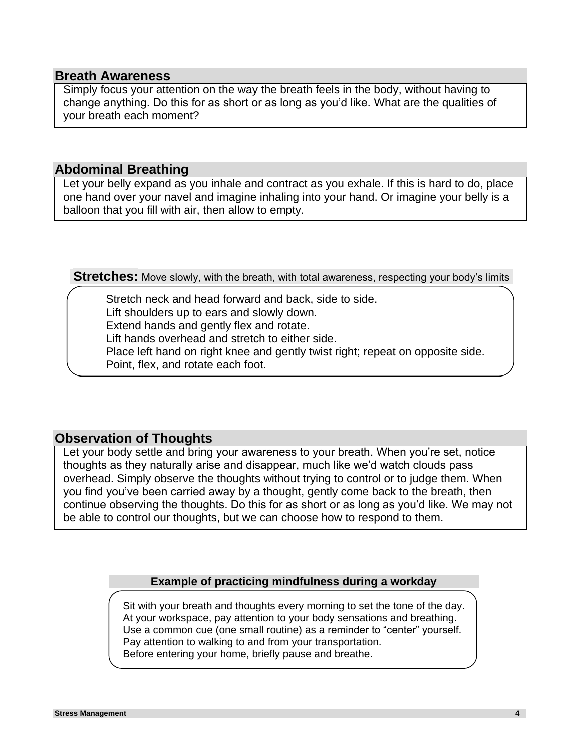## Breath Awareness

Simply focus your attention on the way the breath feels in the body, without having to change anything. Do this for as short or as long as you'd like. What are the qualities of your breath each moment?

## Abdominal Breathing

Let your belly expand as you inhale and contract as you exhale. If this is hard to do, place one hand over your navel and imagine inhaling into your hand. Or imagine your belly is a balloon that you fill with air, then allow to empty.

## Stretches: Move slowly, with the breath, with total awareness, respecting your body's limits

Stretch neck and head forward and back, side to side.
Lift shoulders up to ears and slowly down.
Extend hands and gently flex and rotate.
Lift hands overhead and stretch to either side.
Place left hand on right knee and gently twist right; repeat on opposite side.
Point, flex, and rotate each foot.

## Observation of Thoughts

Let your body settle and bring your awareness to your breath. When you're set, notice thoughts as they naturally arise and disappear, much like we'd watch clouds pass overhead. Simply observe the thoughts without trying to control or to judge them. When you find you've been carried away by a thought, gently come back to the breath, then continue observing the thoughts. Do this for as short or as long as you'd like. We may not be able to control our thoughts, but we can choose how to respond to them.

### Example of practicing mindfulness during a workday

Sit with your breath and thoughts every morning to set the tone of the day.
At your workspace, pay attention to your body sensations and breathing.
Use a common cue (one small routine) as a reminder to "center" yourself.
Pay attention to walking to and from your transportation.
Before entering your home, briefly pause and breathe.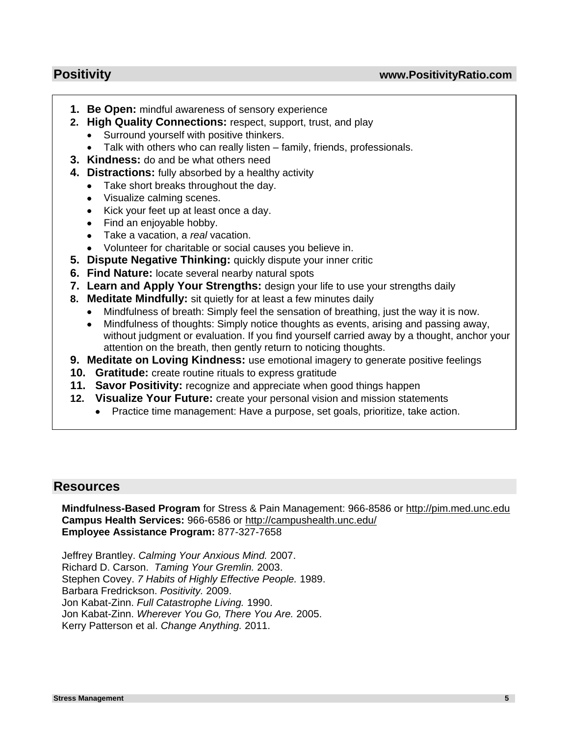## Positivity www.PositivityRatio.com

1. **Be Open:** mindful awareness of sensory experience
2. **High Quality Connections:** respect, support, trust, and play
   - Surround yourself with positive thinkers.
   - Talk with others who can really listen – family, friends, professionals.
3. **Kindness:** do and be what others need
4. **Distractions:** fully absorbed by a healthy activity
   - Take short breaks throughout the day.
   - Visualize calming scenes.
   - Kick your feet up at least once a day.
   - Find an enjoyable hobby.
   - Take a vacation, a *real* vacation.
   - Volunteer for charitable or social causes you believe in.
5. **Dispute Negative Thinking:** quickly dispute your inner critic
6. **Find Nature:** locate several nearby natural spots
7. **Learn and Apply Your Strengths:** design your life to use your strengths daily
8. **Meditate Mindfully:** sit quietly for at least a few minutes daily
   - Mindfulness of breath: Simply feel the sensation of breathing, just the way it is now.
   - Mindfulness of thoughts: Simply notice thoughts as events, arising and passing away, without judgment or evaluation. If you find yourself carried away by a thought, anchor your attention on the breath, then gently return to noticing thoughts.
9. **Meditate on Loving Kindness:** use emotional imagery to generate positive feelings
10. **Gratitude:** create routine rituals to express gratitude
11. **Savor Positivity:** recognize and appreciate when good things happen
12. **Visualize Your Future:** create your personal vision and mission statements
    - Practice time management: Have a purpose, set goals, prioritize, take action.

## Resources

**Mindfulness-Based Program** for Stress & Pain Management: 966-8586 or http://pim.med.unc.edu
**Campus Health Services:** 966-6586 or http://campushealth.unc.edu/
**Employee Assistance Program:** 877-327-7658

Jeffrey Brantley. *Calming Your Anxious Mind.* 2007.
Richard D. Carson. *Taming Your Gremlin.* 2003.
Stephen Covey. *7 Habits of Highly Effective People.* 1989.
Barbara Fredrickson. *Positivity.* 2009.
Jon Kabat-Zinn. *Full Catastrophe Living.* 1990.
Jon Kabat-Zinn. *Wherever You Go, There You Are.* 2005.
Kerry Patterson et al. *Change Anything.* 2011.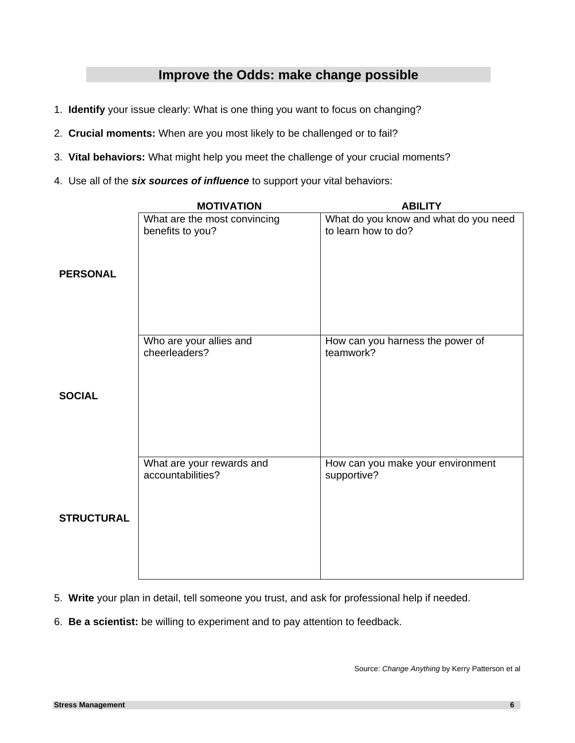## Improve the Odds: make change possible

1. **Identify** your issue clearly: What is one thing you want to focus on changing?
2. **Crucial moments:** When are you most likely to be challenged or to fail?
3. **Vital behaviors:** What might help you meet the challenge of your crucial moments?
4. Use all of the ***six sources of influence*** to support your vital behaviors:

| | **MOTIVATION** | **ABILITY** |
|---|---|---|
| **PERSONAL** | What are the most convincing benefits to you? | What do you know and what do you need to learn how to do? |
| **SOCIAL** | Who are your allies and cheerleaders? | How can you harness the power of teamwork? |
| **STRUCTURAL** | What are your rewards and accountabilities? | How can you make your environment supportive? |

5. **Write** your plan in detail, tell someone you trust, and ask for professional help if needed.
6. **Be a scientist:** be willing to experiment and to pay attention to feedback.

Source: *Change Anything* by Kerry Patterson et al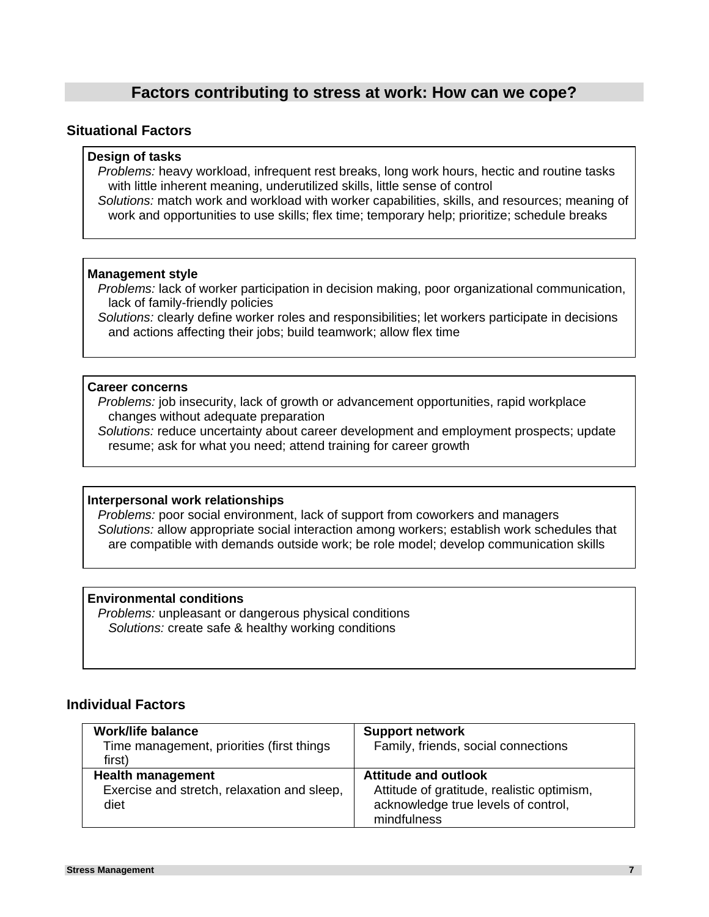# Factors contributing to stress at work: How can we cope?

## Situational Factors

**Design of tasks**

*Problems:* heavy workload, infrequent rest breaks, long work hours, hectic and routine tasks with little inherent meaning, underutilized skills, little sense of control

*Solutions:* match work and workload with worker capabilities, skills, and resources; meaning of work and opportunities to use skills; flex time; temporary help; prioritize; schedule breaks

**Management style**

*Problems:* lack of worker participation in decision making, poor organizational communication, lack of family-friendly policies

*Solutions:* clearly define worker roles and responsibilities; let workers participate in decisions and actions affecting their jobs; build teamwork; allow flex time

**Career concerns**

*Problems:* job insecurity, lack of growth or advancement opportunities, rapid workplace changes without adequate preparation

*Solutions:* reduce uncertainty about career development and employment prospects; update resume; ask for what you need; attend training for career growth

**Interpersonal work relationships**

*Problems:* poor social environment, lack of support from coworkers and managers

*Solutions:* allow appropriate social interaction among workers; establish work schedules that are compatible with demands outside work; be role model; develop communication skills

**Environmental conditions**

*Problems:* unpleasant or dangerous physical conditions

*Solutions:* create safe & healthy working conditions

## Individual Factors

| **Work/life balance**<br>Time management, priorities (first things first) | **Support network**<br>Family, friends, social connections |
|---|---|
| **Health management**<br>Exercise and stretch, relaxation and sleep, diet | **Attitude and outlook**<br>Attitude of gratitude, realistic optimism, acknowledge true levels of control, mindfulness |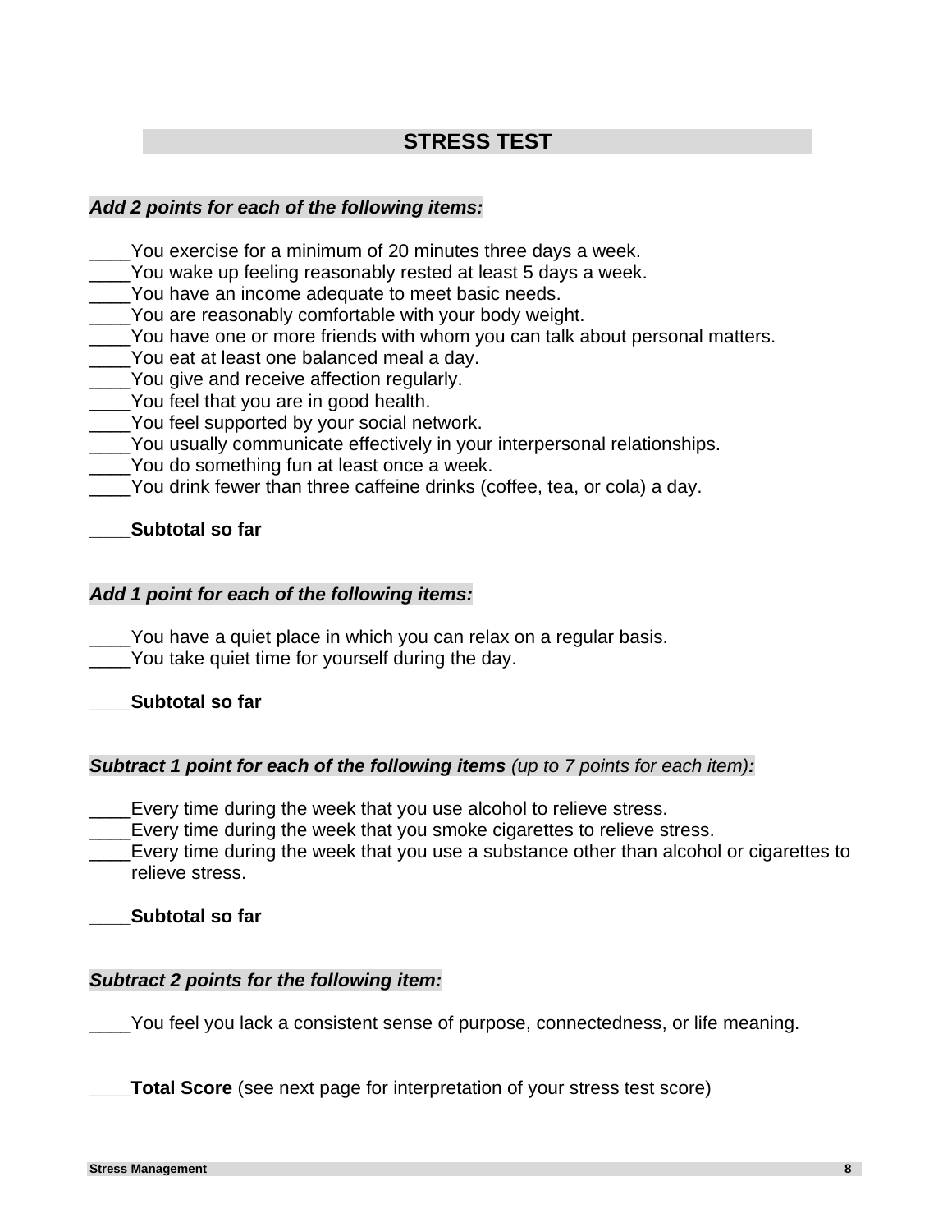## STRESS TEST

***Add 2 points for each of the following items:***

____You exercise for a minimum of 20 minutes three days a week.
____You wake up feeling reasonably rested at least 5 days a week.
____You have an income adequate to meet basic needs.
____You are reasonably comfortable with your body weight.
____You have one or more friends with whom you can talk about personal matters.
____You eat at least one balanced meal a day.
____You give and receive affection regularly.
____You feel that you are in good health.
____You feel supported by your social network.
____You usually communicate effectively in your interpersonal relationships.
____You do something fun at least once a week.
____You drink fewer than three caffeine drinks (coffee, tea, or cola) a day.

____**Subtotal so far**

***Add 1 point for each of the following items:***

____You have a quiet place in which you can relax on a regular basis.
____You take quiet time for yourself during the day.

____**Subtotal so far**

***Subtract 1 point for each of the following items*** *(up to 7 points for each item)****:***

____Every time during the week that you use alcohol to relieve stress.
____Every time during the week that you smoke cigarettes to relieve stress.
____Every time during the week that you use a substance other than alcohol or cigarettes to relieve stress.

____**Subtotal so far**

***Subtract 2 points for the following item:***

____You feel you lack a consistent sense of purpose, connectedness, or life meaning.

____**Total Score** (see next page for interpretation of your stress test score)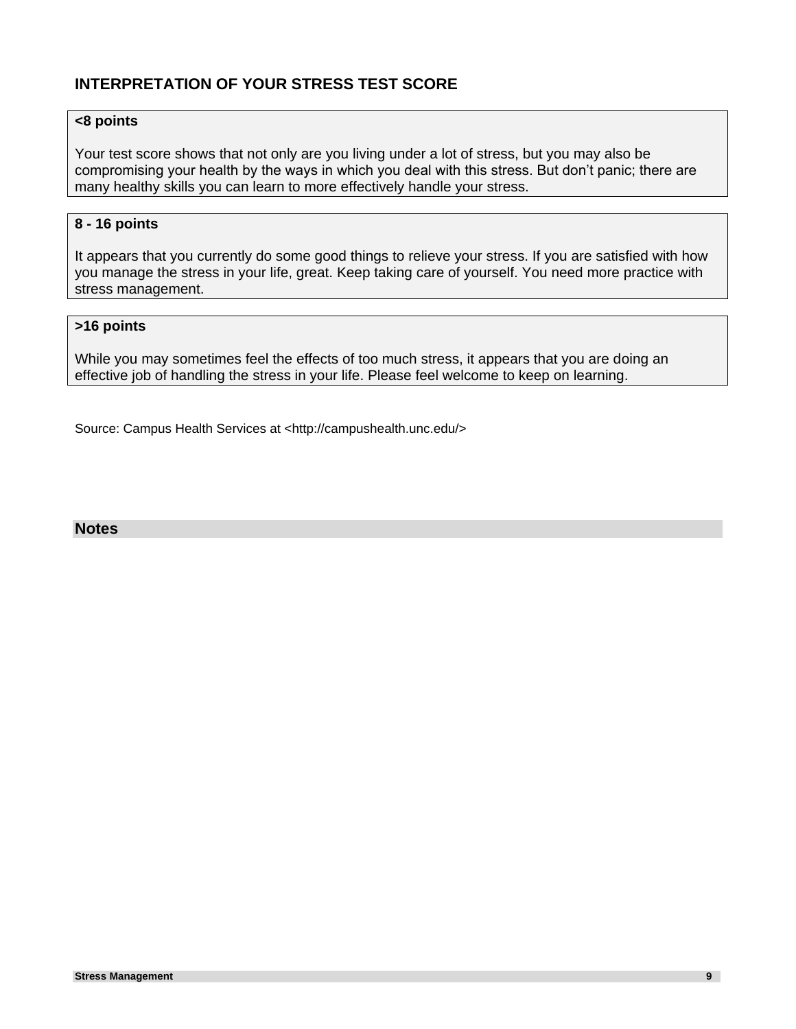## INTERPRETATION OF YOUR STRESS TEST SCORE

**<8 points**

Your test score shows that not only are you living under a lot of stress, but you may also be compromising your health by the ways in which you deal with this stress. But don't panic; there are many healthy skills you can learn to more effectively handle your stress.

**8 - 16 points**

It appears that you currently do some good things to relieve your stress. If you are satisfied with how you manage the stress in your life, great. Keep taking care of yourself. You need more practice with stress management.

**>16 points**

While you may sometimes feel the effects of too much stress, it appears that you are doing an effective job of handling the stress in your life. Please feel welcome to keep on learning.

Source: Campus Health Services at <http://campushealth.unc.edu/>

## Notes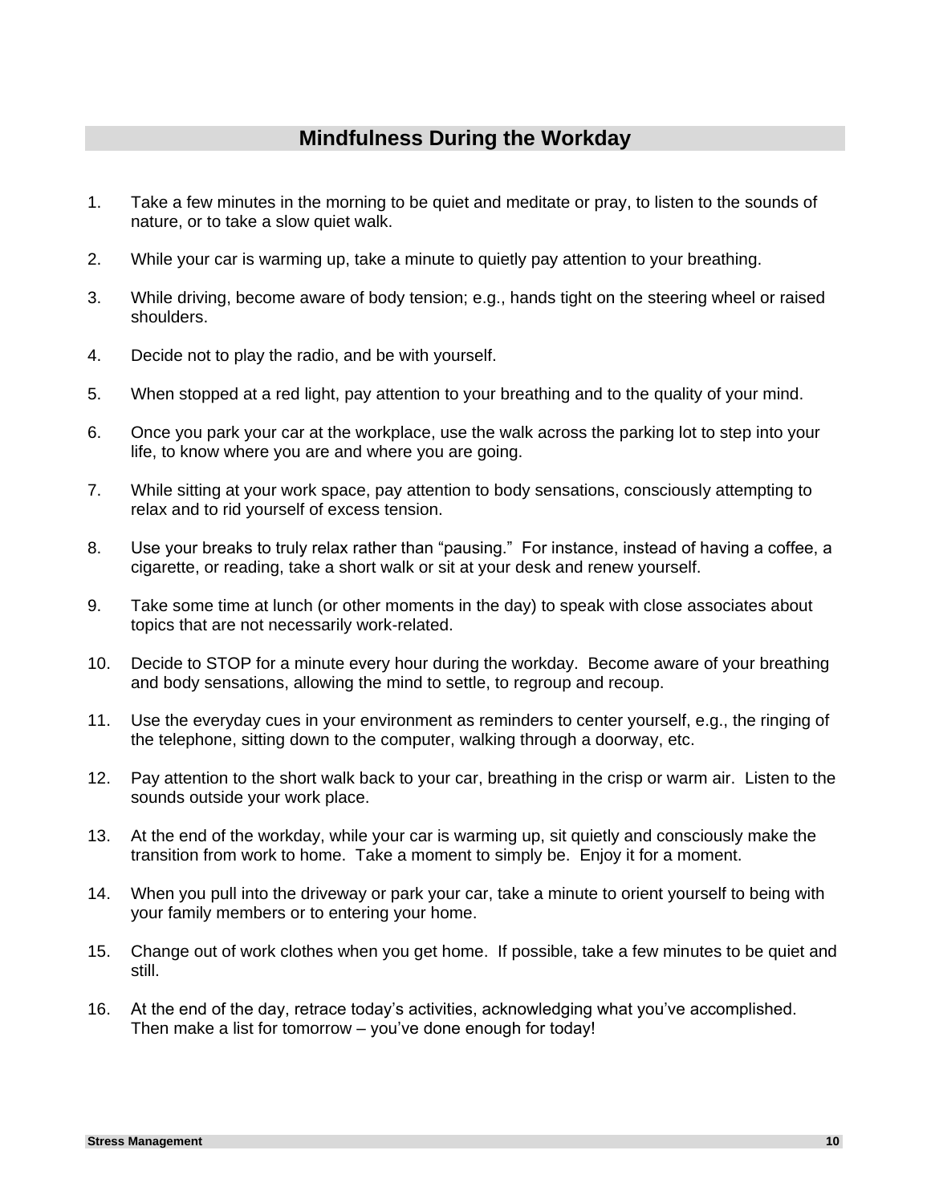## Mindfulness During the Workday

1. Take a few minutes in the morning to be quiet and meditate or pray, to listen to the sounds of nature, or to take a slow quiet walk.
2. While your car is warming up, take a minute to quietly pay attention to your breathing.
3. While driving, become aware of body tension; e.g., hands tight on the steering wheel or raised shoulders.
4. Decide not to play the radio, and be with yourself.
5. When stopped at a red light, pay attention to your breathing and to the quality of your mind.
6. Once you park your car at the workplace, use the walk across the parking lot to step into your life, to know where you are and where you are going.
7. While sitting at your work space, pay attention to body sensations, consciously attempting to relax and to rid yourself of excess tension.
8. Use your breaks to truly relax rather than "pausing." For instance, instead of having a coffee, a cigarette, or reading, take a short walk or sit at your desk and renew yourself.
9. Take some time at lunch (or other moments in the day) to speak with close associates about topics that are not necessarily work-related.
10. Decide to STOP for a minute every hour during the workday. Become aware of your breathing and body sensations, allowing the mind to settle, to regroup and recoup.
11. Use the everyday cues in your environment as reminders to center yourself, e.g., the ringing of the telephone, sitting down to the computer, walking through a doorway, etc.
12. Pay attention to the short walk back to your car, breathing in the crisp or warm air. Listen to the sounds outside your work place.
13. At the end of the workday, while your car is warming up, sit quietly and consciously make the transition from work to home. Take a moment to simply be. Enjoy it for a moment.
14. When you pull into the driveway or park your car, take a minute to orient yourself to being with your family members or to entering your home.
15. Change out of work clothes when you get home. If possible, take a few minutes to be quiet and still.
16. At the end of the day, retrace today's activities, acknowledging what you've accomplished. Then make a list for tomorrow – you've done enough for today!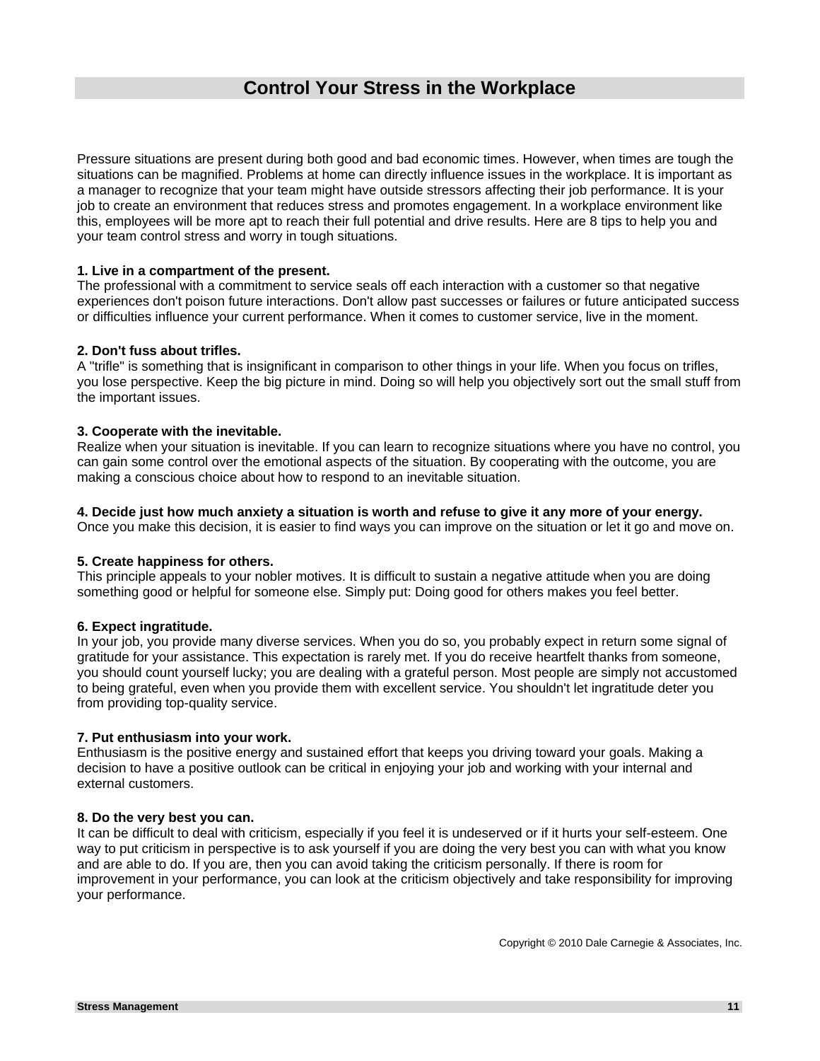## Control Your Stress in the Workplace

Pressure situations are present during both good and bad economic times. However, when times are tough the situations can be magnified. Problems at home can directly influence issues in the workplace. It is important as a manager to recognize that your team might have outside stressors affecting their job performance. It is your job to create an environment that reduces stress and promotes engagement. In a workplace environment like this, employees will be more apt to reach their full potential and drive results. Here are 8 tips to help you and your team control stress and worry in tough situations.

**1. Live in a compartment of the present.**
The professional with a commitment to service seals off each interaction with a customer so that negative experiences don't poison future interactions. Don't allow past successes or failures or future anticipated success or difficulties influence your current performance. When it comes to customer service, live in the moment.

**2. Don't fuss about trifles.**
A "trifle" is something that is insignificant in comparison to other things in your life. When you focus on trifles, you lose perspective. Keep the big picture in mind. Doing so will help you objectively sort out the small stuff from the important issues.

**3. Cooperate with the inevitable.**
Realize when your situation is inevitable. If you can learn to recognize situations where you have no control, you can gain some control over the emotional aspects of the situation. By cooperating with the outcome, you are making a conscious choice about how to respond to an inevitable situation.

**4. Decide just how much anxiety a situation is worth and refuse to give it any more of your energy.**
Once you make this decision, it is easier to find ways you can improve on the situation or let it go and move on.

**5. Create happiness for others.**
This principle appeals to your nobler motives. It is difficult to sustain a negative attitude when you are doing something good or helpful for someone else. Simply put: Doing good for others makes you feel better.

**6. Expect ingratitude.**
In your job, you provide many diverse services. When you do so, you probably expect in return some signal of gratitude for your assistance. This expectation is rarely met. If you do receive heartfelt thanks from someone, you should count yourself lucky; you are dealing with a grateful person. Most people are simply not accustomed to being grateful, even when you provide them with excellent service. You shouldn't let ingratitude deter you from providing top-quality service.

**7. Put enthusiasm into your work.**
Enthusiasm is the positive energy and sustained effort that keeps you driving toward your goals. Making a decision to have a positive outlook can be critical in enjoying your job and working with your internal and external customers.

**8. Do the very best you can.**
It can be difficult to deal with criticism, especially if you feel it is undeserved or if it hurts your self-esteem. One way to put criticism in perspective is to ask yourself if you are doing the very best you can with what you know and are able to do. If you are, then you can avoid taking the criticism personally. If there is room for improvement in your performance, you can look at the criticism objectively and take responsibility for improving your performance.

Copyright © 2010 Dale Carnegie & Associates, Inc.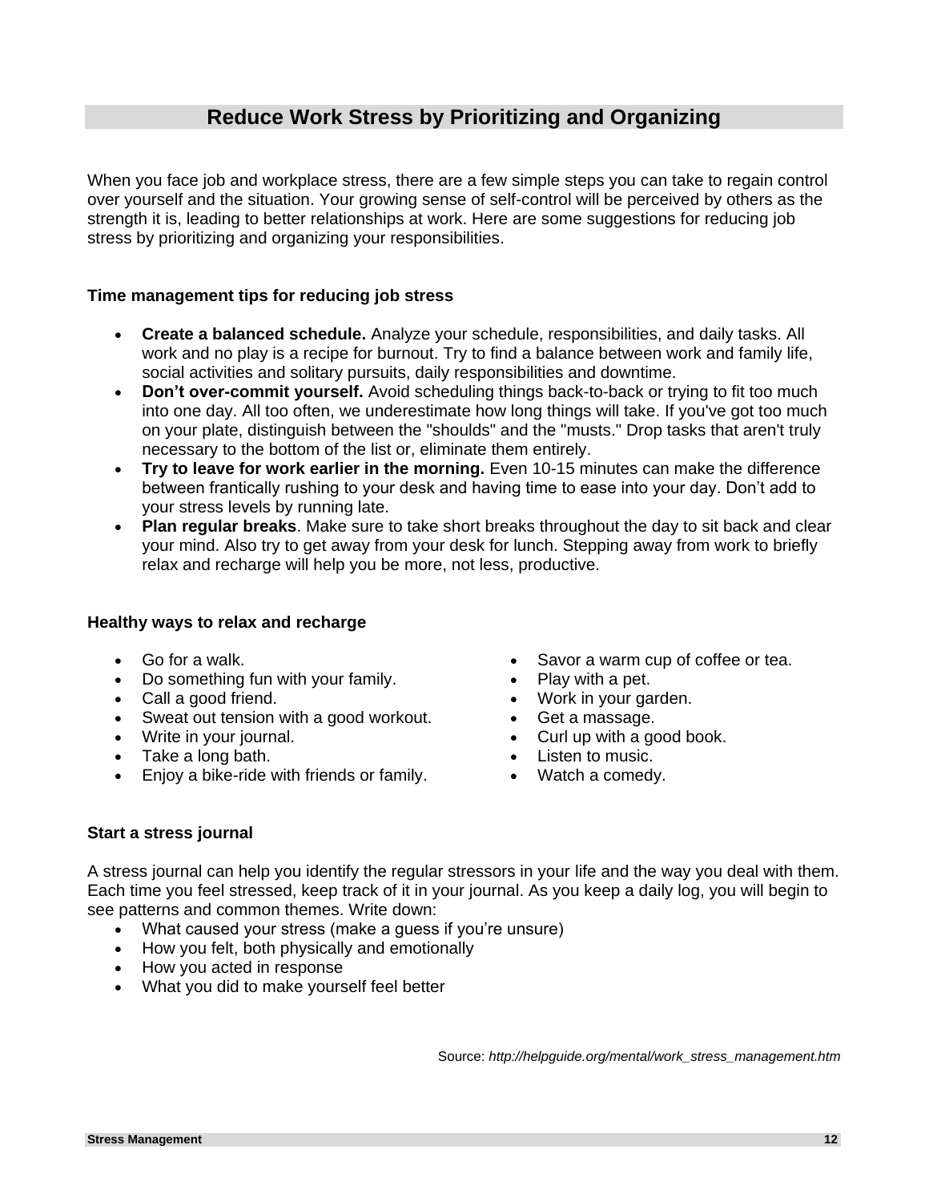## Reduce Work Stress by Prioritizing and Organizing

When you face job and workplace stress, there are a few simple steps you can take to regain control over yourself and the situation. Your growing sense of self-control will be perceived by others as the strength it is, leading to better relationships at work. Here are some suggestions for reducing job stress by prioritizing and organizing your responsibilities.

### Time management tips for reducing job stress

- **Create a balanced schedule.** Analyze your schedule, responsibilities, and daily tasks. All work and no play is a recipe for burnout. Try to find a balance between work and family life, social activities and solitary pursuits, daily responsibilities and downtime.
- **Don't over-commit yourself.** Avoid scheduling things back-to-back or trying to fit too much into one day. All too often, we underestimate how long things will take. If you've got too much on your plate, distinguish between the "shoulds" and the "musts." Drop tasks that aren't truly necessary to the bottom of the list or, eliminate them entirely.
- **Try to leave for work earlier in the morning.** Even 10-15 minutes can make the difference between frantically rushing to your desk and having time to ease into your day. Don't add to your stress levels by running late.
- **Plan regular breaks**. Make sure to take short breaks throughout the day to sit back and clear your mind. Also try to get away from your desk for lunch. Stepping away from work to briefly relax and recharge will help you be more, not less, productive.

### Healthy ways to relax and recharge

- Go for a walk.
- Do something fun with your family.
- Call a good friend.
- Sweat out tension with a good workout.
- Write in your journal.
- Take a long bath.
- Enjoy a bike-ride with friends or family.
- Savor a warm cup of coffee or tea.
- Play with a pet.
- Work in your garden.
- Get a massage.
- Curl up with a good book.
- Listen to music.
- Watch a comedy.

### Start a stress journal

A stress journal can help you identify the regular stressors in your life and the way you deal with them. Each time you feel stressed, keep track of it in your journal. As you keep a daily log, you will begin to see patterns and common themes. Write down:

- What caused your stress (make a guess if you're unsure)
- How you felt, both physically and emotionally
- How you acted in response
- What you did to make yourself feel better

Source: *http://helpguide.org/mental/work_stress_management.htm*